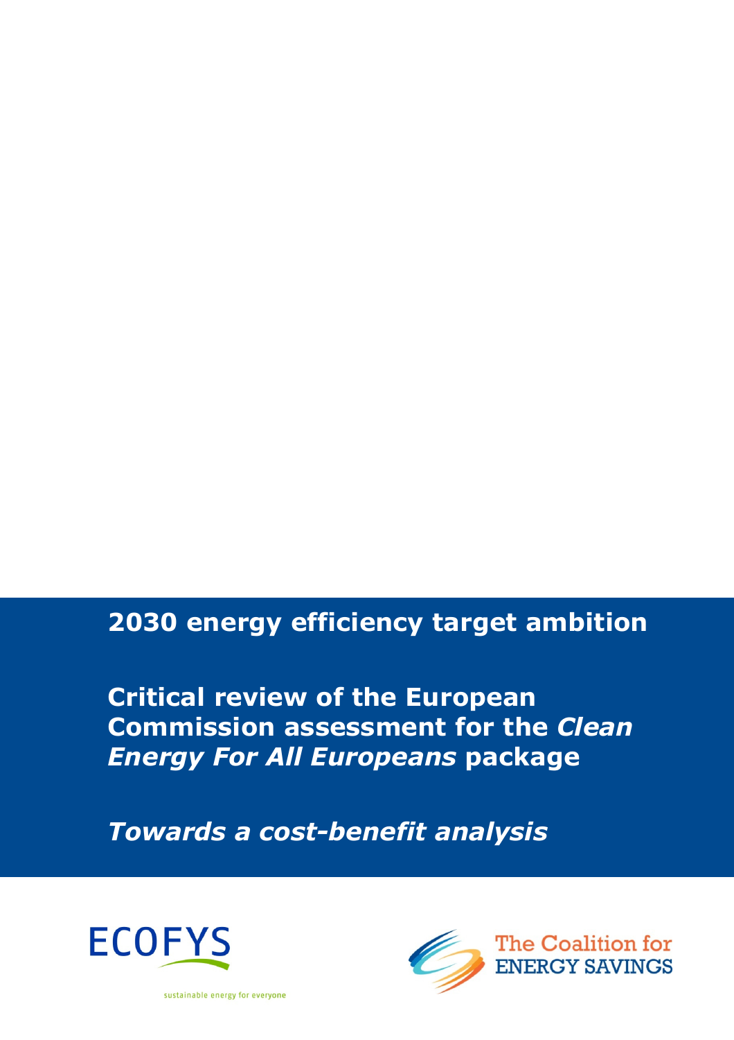# 2030 energy efficiency target ambition

## Critical review of the European Commission assessment for the *Clean Energy For All Europeans* package

## *Towards a cost-benefit analysis*

ECOFYS

sustainable energy for everyone

The Coalition for ENERGY SAVINGS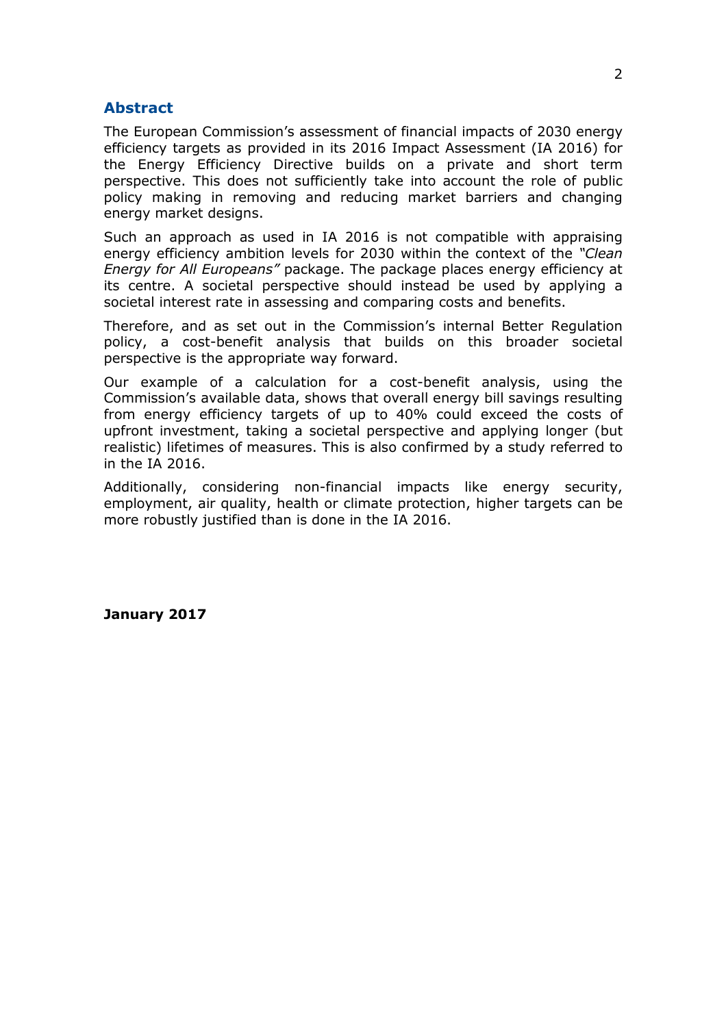## Abstract

The European Commission's assessment of financial impacts of 2030 energy efficiency targets as provided in its 2016 Impact Assessment (IA 2016) for the Energy Efficiency Directive builds on a private and short term perspective. This does not sufficiently take into account the role of public policy making in removing and reducing market barriers and changing energy market designs.

Such an approach as used in IA 2016 is not compatible with appraising energy efficiency ambition levels for 2030 within the context of the *"Clean Energy for All Europeans"* package. The package places energy efficiency at its centre. A societal perspective should instead be used by applying a societal interest rate in assessing and comparing costs and benefits.

Therefore, and as set out in the Commission's internal Better Regulation policy, a cost-benefit analysis that builds on this broader societal perspective is the appropriate way forward.

Our example of a calculation for a cost-benefit analysis, using the Commission's available data, shows that overall energy bill savings resulting from energy efficiency targets of up to 40% could exceed the costs of upfront investment, taking a societal perspective and applying longer (but realistic) lifetimes of measures. This is also confirmed by a study referred to in the IA 2016.

Additionally, considering non-financial impacts like energy security, employment, air quality, health or climate protection, higher targets can be more robustly justified than is done in the IA 2016.

**January 2017**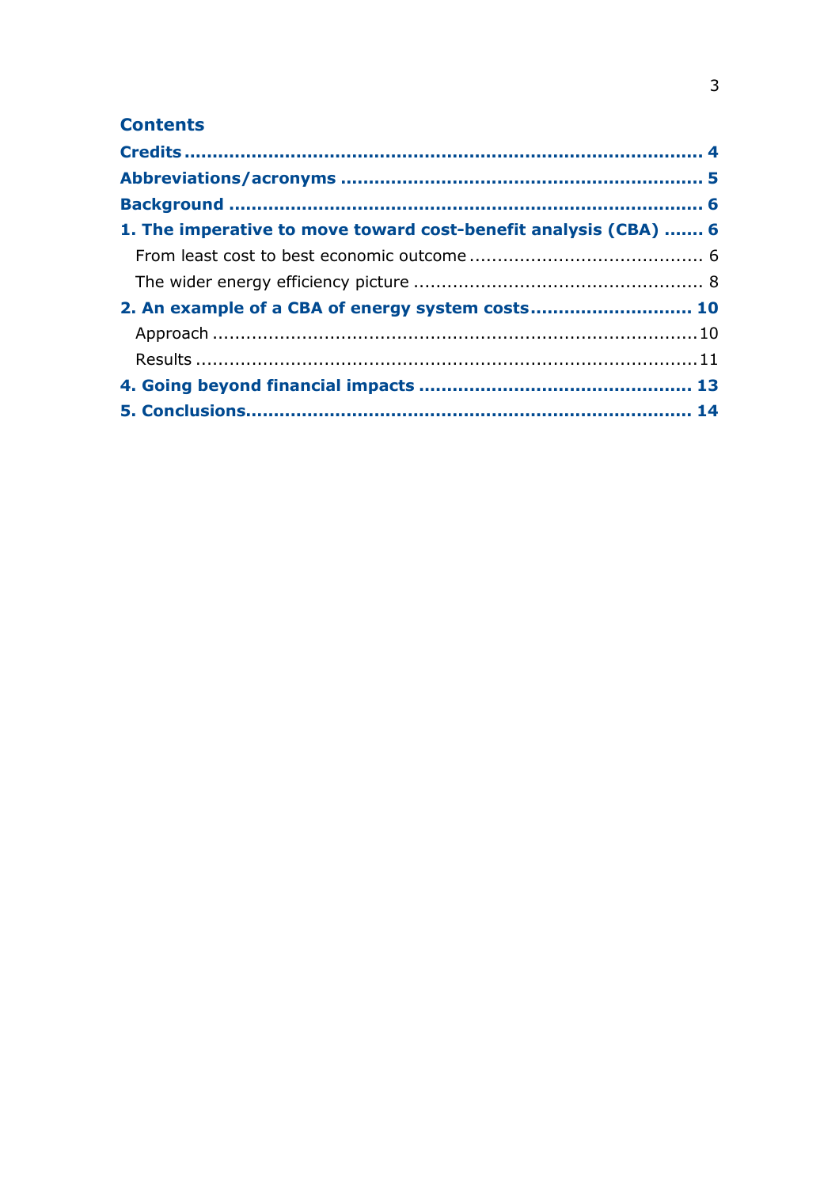## Contents

**Credits** .............................................................................. **4**

**Abbreviations/acronyms** ............................................................... **5**

**Background** ........................................................................... **6**

**1. The imperative to move toward cost-benefit analysis (CBA)** ....... **6**

- From least cost to best economic outcome ......................................... 6
- The wider energy efficiency picture .................................................. 8

**2. An example of a CBA of energy system costs** ............................ **10**

- Approach ..................................................................................10
- Results .....................................................................................11

**4. Going beyond financial impacts** ................................................ **13**

**5. Conclusions** ........................................................................... **14**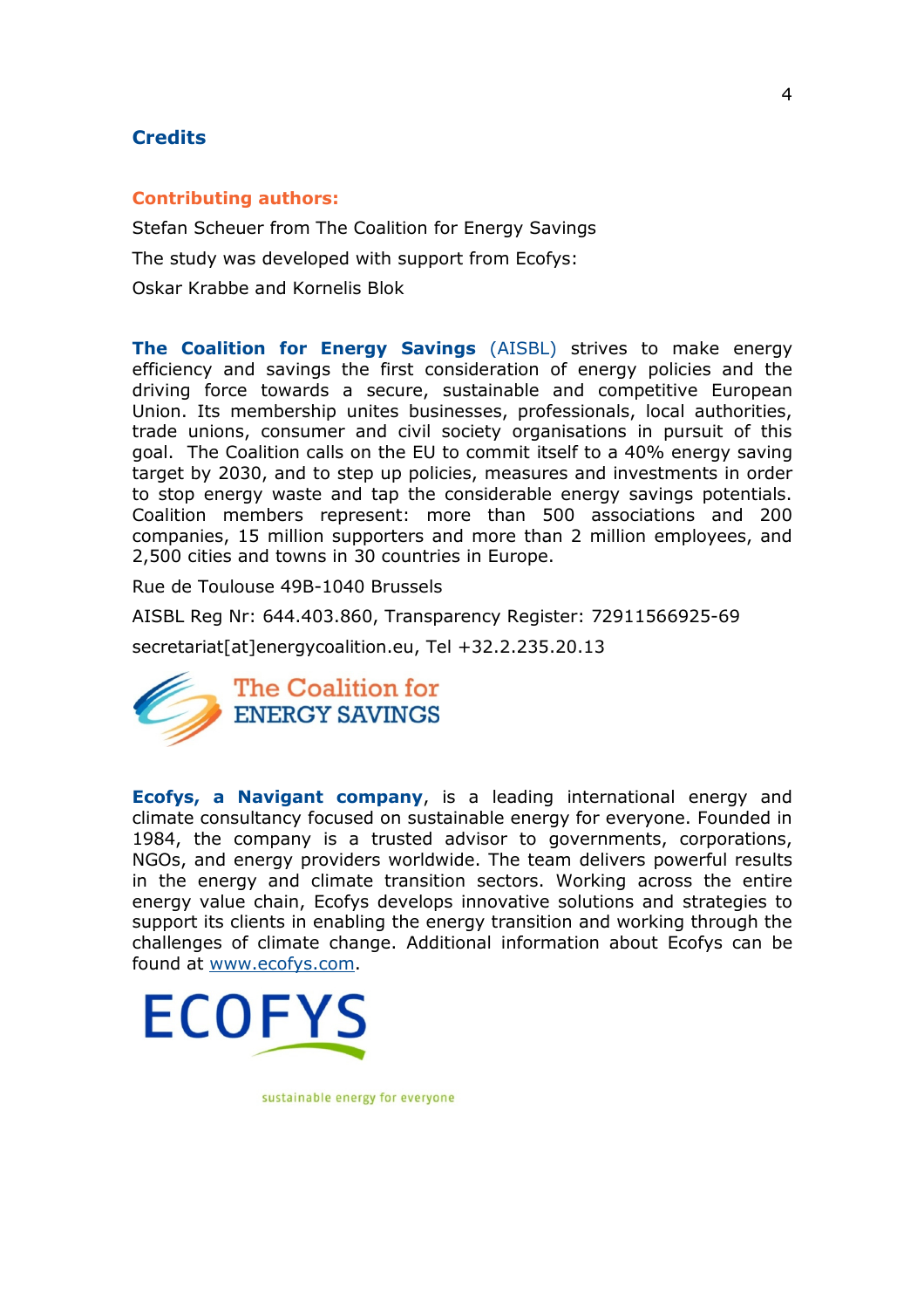## Credits

### Contributing authors:

Stefan Scheuer from The Coalition for Energy Savings

The study was developed with support from Ecofys:

Oskar Krabbe and Kornelis Blok

**The Coalition for Energy Savings** (AISBL) strives to make energy efficiency and savings the first consideration of energy policies and the driving force towards a secure, sustainable and competitive European Union. Its membership unites businesses, professionals, local authorities, trade unions, consumer and civil society organisations in pursuit of this goal. The Coalition calls on the EU to commit itself to a 40% energy saving target by 2030, and to step up policies, measures and investments in order to stop energy waste and tap the considerable energy savings potentials. Coalition members represent: more than 500 associations and 200 companies, 15 million supporters and more than 2 million employees, and 2,500 cities and towns in 30 countries in Europe.

Rue de Toulouse 49B-1040 Brussels

AISBL Reg Nr: 644.403.860, Transparency Register: 72911566925-69

secretariat[at]energycoalition.eu, Tel +32.2.235.20.13

The Coalition for ENERGY SAVINGS

**Ecofys, a Navigant company**, is a leading international energy and climate consultancy focused on sustainable energy for everyone. Founded in 1984, the company is a trusted advisor to governments, corporations, NGOs, and energy providers worldwide. The team delivers powerful results in the energy and climate transition sectors. Working across the entire energy value chain, Ecofys develops innovative solutions and strategies to support its clients in enabling the energy transition and working through the challenges of climate change. Additional information about Ecofys can be found at www.ecofys.com.

ECOFYS

sustainable energy for everyone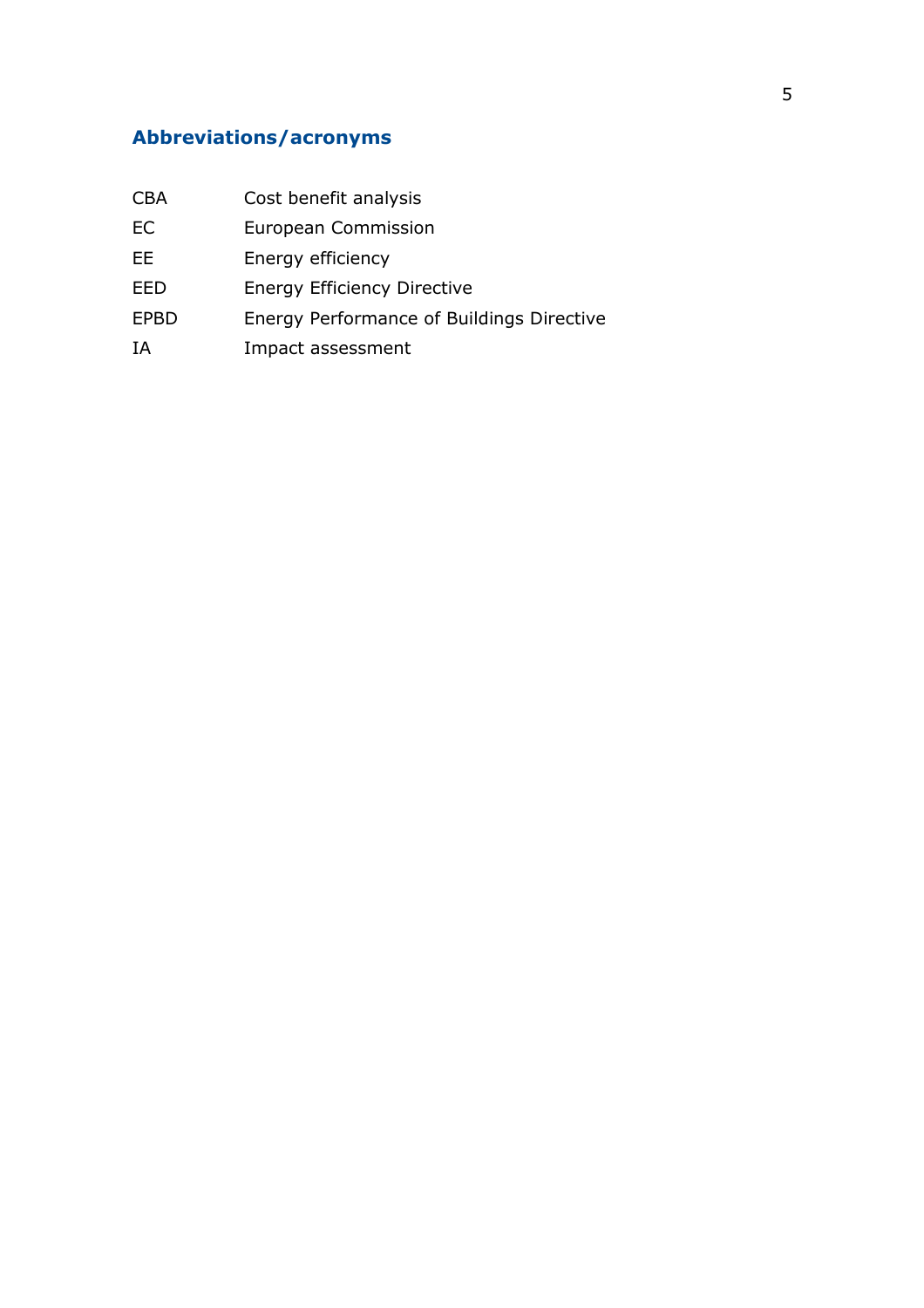## Abbreviations/acronyms

| | |
|---|---|
| CBA | Cost benefit analysis |
| EC | European Commission |
| EE | Energy efficiency |
| EED | Energy Efficiency Directive |
| EPBD | Energy Performance of Buildings Directive |
| IA | Impact assessment |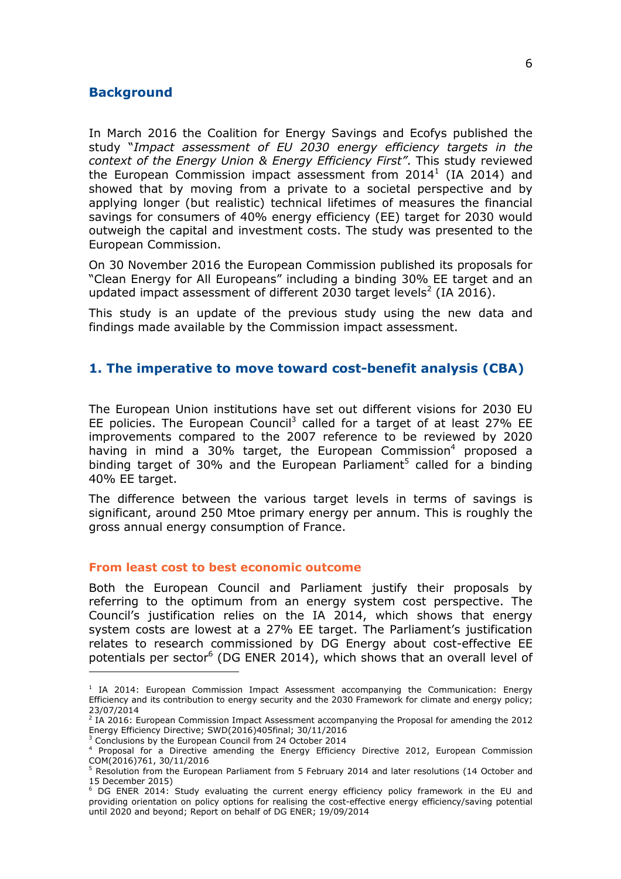## Background

In March 2016 the Coalition for Energy Savings and Ecofys published the study "*Impact assessment of EU 2030 energy efficiency targets in the context of the Energy Union & Energy Efficiency First"*. This study reviewed the European Commission impact assessment from 2014[1] (IA 2014) and showed that by moving from a private to a societal perspective and by applying longer (but realistic) technical lifetimes of measures the financial savings for consumers of 40% energy efficiency (EE) target for 2030 would outweigh the capital and investment costs. The study was presented to the European Commission.

On 30 November 2016 the European Commission published its proposals for "Clean Energy for All Europeans" including a binding 30% EE target and an updated impact assessment of different 2030 target levels[2] (IA 2016).

This study is an update of the previous study using the new data and findings made available by the Commission impact assessment.

## 1. The imperative to move toward cost-benefit analysis (CBA)

The European Union institutions have set out different visions for 2030 EU EE policies. The European Council[3] called for a target of at least 27% EE improvements compared to the 2007 reference to be reviewed by 2020 having in mind a 30% target, the European Commission[4] proposed a binding target of 30% and the European Parliament[5] called for a binding 40% EE target.

The difference between the various target levels in terms of savings is significant, around 250 Mtoe primary energy per annum. This is roughly the gross annual energy consumption of France.

### From least cost to best economic outcome

Both the European Council and Parliament justify their proposals by referring to the optimum from an energy system cost perspective. The Council's justification relies on the IA 2014, which shows that energy system costs are lowest at a 27% EE target. The Parliament's justification relates to research commissioned by DG Energy about cost-effective EE potentials per sector[6] (DG ENER 2014), which shows that an overall level of

---

[1] IA 2014: European Commission Impact Assessment accompanying the Communication: Energy Efficiency and its contribution to energy security and the 2030 Framework for climate and energy policy; 23/07/2014

[2] IA 2016: European Commission Impact Assessment accompanying the Proposal for amending the 2012 Energy Efficiency Directive; SWD(2016)405final; 30/11/2016

[3] Conclusions by the European Council from 24 October 2014

[4] Proposal for a Directive amending the Energy Efficiency Directive 2012, European Commission COM(2016)761, 30/11/2016

[5] Resolution from the European Parliament from 5 February 2014 and later resolutions (14 October and 15 December 2015)

[6] DG ENER 2014: Study evaluating the current energy efficiency policy framework in the EU and providing orientation on policy options for realising the cost-effective energy efficiency/saving potential until 2020 and beyond; Report on behalf of DG ENER; 19/09/2014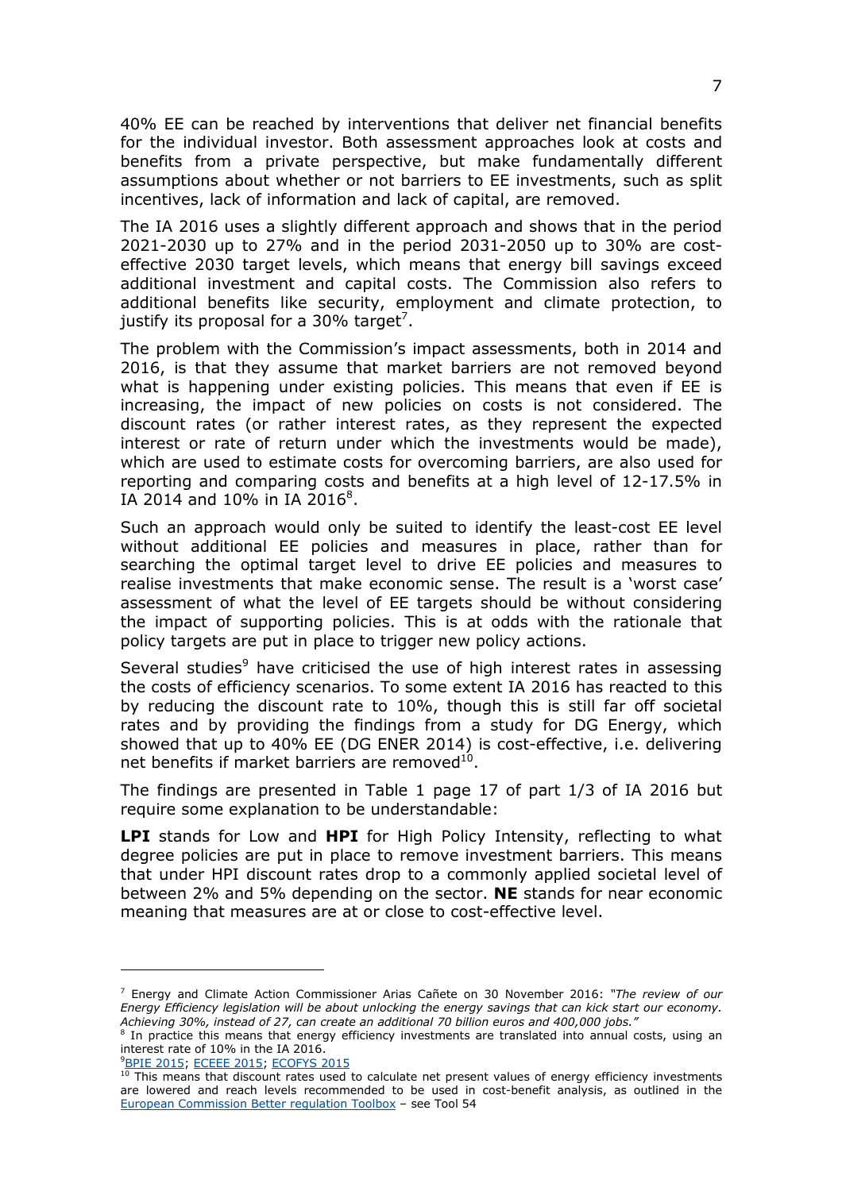40% EE can be reached by interventions that deliver net financial benefits for the individual investor. Both assessment approaches look at costs and benefits from a private perspective, but make fundamentally different assumptions about whether or not barriers to EE investments, such as split incentives, lack of information and lack of capital, are removed.

The IA 2016 uses a slightly different approach and shows that in the period 2021-2030 up to 27% and in the period 2031-2050 up to 30% are cost-effective 2030 target levels, which means that energy bill savings exceed additional investment and capital costs. The Commission also refers to additional benefits like security, employment and climate protection, to justify its proposal for a 30% target[7].

The problem with the Commission's impact assessments, both in 2014 and 2016, is that they assume that market barriers are not removed beyond what is happening under existing policies. This means that even if EE is increasing, the impact of new policies on costs is not considered. The discount rates (or rather interest rates, as they represent the expected interest or rate of return under which the investments would be made), which are used to estimate costs for overcoming barriers, are also used for reporting and comparing costs and benefits at a high level of 12-17.5% in IA 2014 and 10% in IA 2016[8].

Such an approach would only be suited to identify the least-cost EE level without additional EE policies and measures in place, rather than for searching the optimal target level to drive EE policies and measures to realise investments that make economic sense. The result is a 'worst case' assessment of what the level of EE targets should be without considering the impact of supporting policies. This is at odds with the rationale that policy targets are put in place to trigger new policy actions.

Several studies[9] have criticised the use of high interest rates in assessing the costs of efficiency scenarios. To some extent IA 2016 has reacted to this by reducing the discount rate to 10%, though this is still far off societal rates and by providing the findings from a study for DG Energy, which showed that up to 40% EE (DG ENER 2014) is cost-effective, i.e. delivering net benefits if market barriers are removed[10].

The findings are presented in Table 1 page 17 of part 1/3 of IA 2016 but require some explanation to be understandable:

**LPI** stands for Low and **HPI** for High Policy Intensity, reflecting to what degree policies are put in place to remove investment barriers. This means that under HPI discount rates drop to a commonly applied societal level of between 2% and 5% depending on the sector. **NE** stands for near economic meaning that measures are at or close to cost-effective level.

---

[7] Energy and Climate Action Commissioner Arias Cañete on 30 November 2016: *"The review of our Energy Efficiency legislation will be about unlocking the energy savings that can kick start our economy. Achieving 30%, instead of 27, can create an additional 70 billion euros and 400,000 jobs."*

[8] In practice this means that energy efficiency investments are translated into annual costs, using an interest rate of 10% in the IA 2016.

[9] BPIE 2015; ECEEE 2015; ECOFYS 2015

[10] This means that discount rates used to calculate net present values of energy efficiency investments are lowered and reach levels recommended to be used in cost-benefit analysis, as outlined in the European Commission Better regulation Toolbox – see Tool 54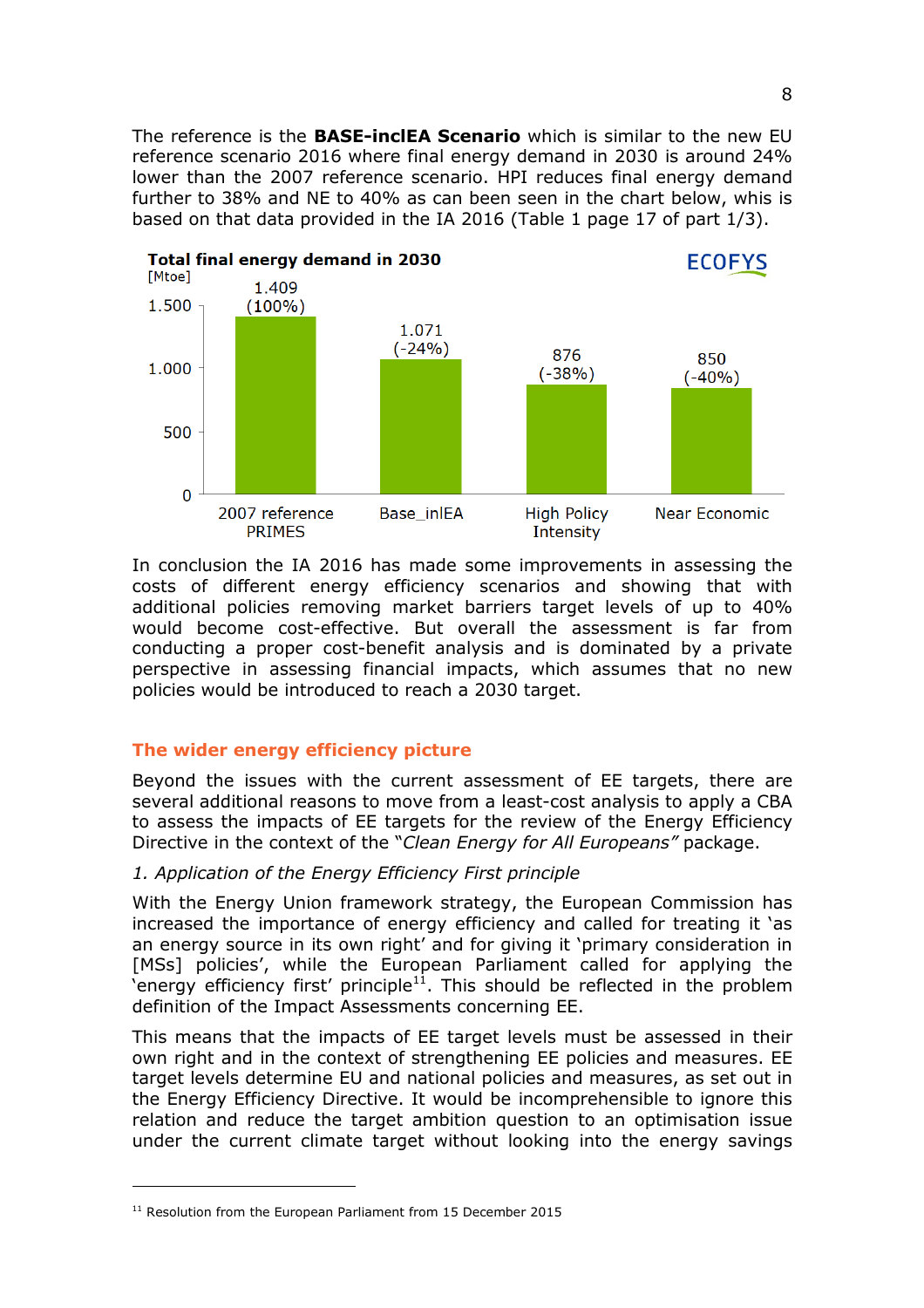The reference is the **BASE-inclEA Scenario** which is similar to the new EU reference scenario 2016 where final energy demand in 2030 is around 24% lower than the 2007 reference scenario. HPI reduces final energy demand further to 38% and NE to 40% as can been seen in the chart below, whis is based on that data provided in the IA 2016 (Table 1 page 17 of part 1/3).

**Total final energy demand in 2030**
[Mtoe]

| Scenario | Total final energy demand in 2030 [Mtoe] |
| --- | --- |
| 2007 reference PRIMES | 1.409 (100%) |
| Base_inlEA | 1.071 (-24%) |
| High Policy Intensity | 876 (-38%) |
| Near Economic | 850 (-40%) |

In conclusion the IA 2016 has made some improvements in assessing the costs of different energy efficiency scenarios and showing that with additional policies removing market barriers target levels of up to 40% would become cost-effective. But overall the assessment is far from conducting a proper cost-benefit analysis and is dominated by a private perspective in assessing financial impacts, which assumes that no new policies would be introduced to reach a 2030 target.

## The wider energy efficiency picture

Beyond the issues with the current assessment of EE targets, there are several additional reasons to move from a least-cost analysis to apply a CBA to assess the impacts of EE targets for the review of the Energy Efficiency Directive in the context of the "*Clean Energy for All Europeans"* package.

*1. Application of the Energy Efficiency First principle*

With the Energy Union framework strategy, the European Commission has increased the importance of energy efficiency and called for treating it 'as an energy source in its own right' and for giving it 'primary consideration in [MSs] policies', while the European Parliament called for applying the 'energy efficiency first' principle[11]. This should be reflected in the problem definition of the Impact Assessments concerning EE.

This means that the impacts of EE target levels must be assessed in their own right and in the context of strengthening EE policies and measures. EE target levels determine EU and national policies and measures, as set out in the Energy Efficiency Directive. It would be incomprehensible to ignore this relation and reduce the target ambition question to an optimisation issue under the current climate target without looking into the energy savings

[11] Resolution from the European Parliament from 15 December 2015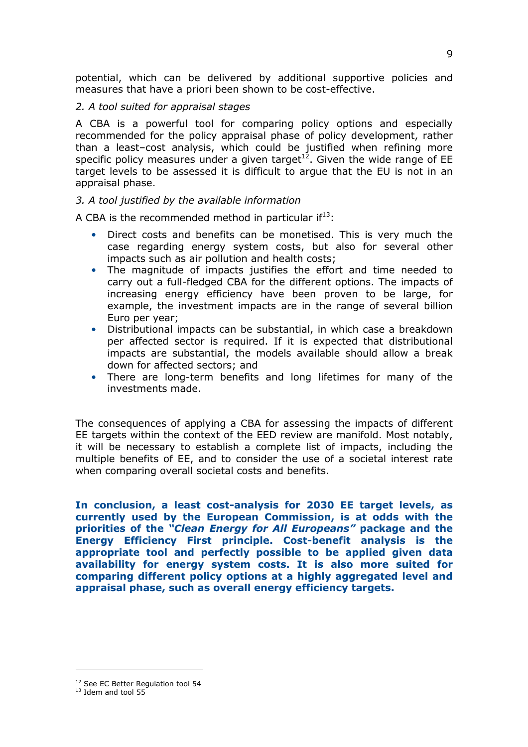potential, which can be delivered by additional supportive policies and measures that have a priori been shown to be cost-effective.

*2. A tool suited for appraisal stages*

A CBA is a powerful tool for comparing policy options and especially recommended for the policy appraisal phase of policy development, rather than a least–cost analysis, which could be justified when refining more specific policy measures under a given target[12]. Given the wide range of EE target levels to be assessed it is difficult to argue that the EU is not in an appraisal phase.

*3. A tool justified by the available information*

A CBA is the recommended method in particular if[13]:

- Direct costs and benefits can be monetised. This is very much the case regarding energy system costs, but also for several other impacts such as air pollution and health costs;
- The magnitude of impacts justifies the effort and time needed to carry out a full-fledged CBA for the different options. The impacts of increasing energy efficiency have been proven to be large, for example, the investment impacts are in the range of several billion Euro per year;
- Distributional impacts can be substantial, in which case a breakdown per affected sector is required. If it is expected that distributional impacts are substantial, the models available should allow a break down for affected sectors; and
- There are long-term benefits and long lifetimes for many of the investments made.

The consequences of applying a CBA for assessing the impacts of different EE targets within the context of the EED review are manifold. Most notably, it will be necessary to establish a complete list of impacts, including the multiple benefits of EE, and to consider the use of a societal interest rate when comparing overall societal costs and benefits.

**In conclusion, a least cost-analysis for 2030 EE target levels, as currently used by the European Commission, is at odds with the priorities of the *"Clean Energy for All Europeans"* package and the Energy Efficiency First principle. Cost-benefit analysis is the appropriate tool and perfectly possible to be applied given data availability for energy system costs. It is also more suited for comparing different policy options at a highly aggregated level and appraisal phase, such as overall energy efficiency targets.**

---

[12] See EC Better Regulation tool 54

[13] Idem and tool 55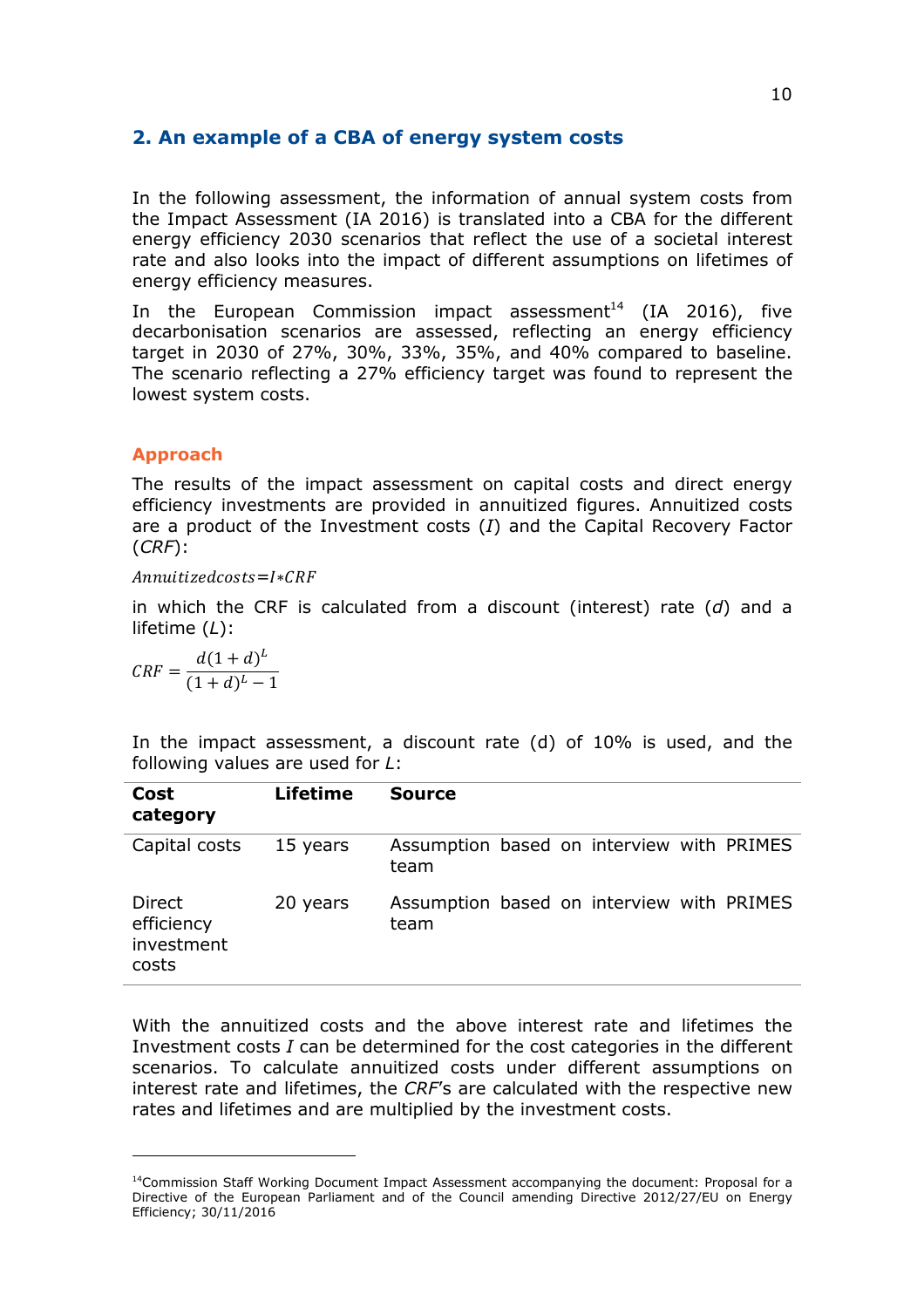## 2. An example of a CBA of energy system costs

In the following assessment, the information of annual system costs from the Impact Assessment (IA 2016) is translated into a CBA for the different energy efficiency 2030 scenarios that reflect the use of a societal interest rate and also looks into the impact of different assumptions on lifetimes of energy efficiency measures.

In the European Commission impact assessment[14] (IA 2016), five decarbonisation scenarios are assessed, reflecting an energy efficiency target in 2030 of 27%, 30%, 33%, 35%, and 40% compared to baseline. The scenario reflecting a 27% efficiency target was found to represent the lowest system costs.

### Approach

The results of the impact assessment on capital costs and direct energy efficiency investments are provided in annuitized figures. Annuitized costs are a product of the Investment costs ($I$) and the Capital Recovery Factor (*CRF*):

$$Annuitizedcosts = I * CRF$$

in which the CRF is calculated from a discount (interest) rate (*d*) and a lifetime (*L*):

$$CRF = \frac{d(1+d)^L}{(1+d)^L - 1}$$

In the impact assessment, a discount rate (d) of 10% is used, and the following values are used for *L*:

| Cost category | Lifetime | Source |
|---|---|---|
| Capital costs | 15 years | Assumption based on interview with PRIMES team |
| Direct efficiency investment costs | 20 years | Assumption based on interview with PRIMES team |

With the annuitized costs and the above interest rate and lifetimes the Investment costs $I$ can be determined for the cost categories in the different scenarios. To calculate annuitized costs under different assumptions on interest rate and lifetimes, the *CRF*'s are calculated with the respective new rates and lifetimes and are multiplied by the investment costs.

---

[14] Commission Staff Working Document Impact Assessment accompanying the document: Proposal for a Directive of the European Parliament and of the Council amending Directive 2012/27/EU on Energy Efficiency; 30/11/2016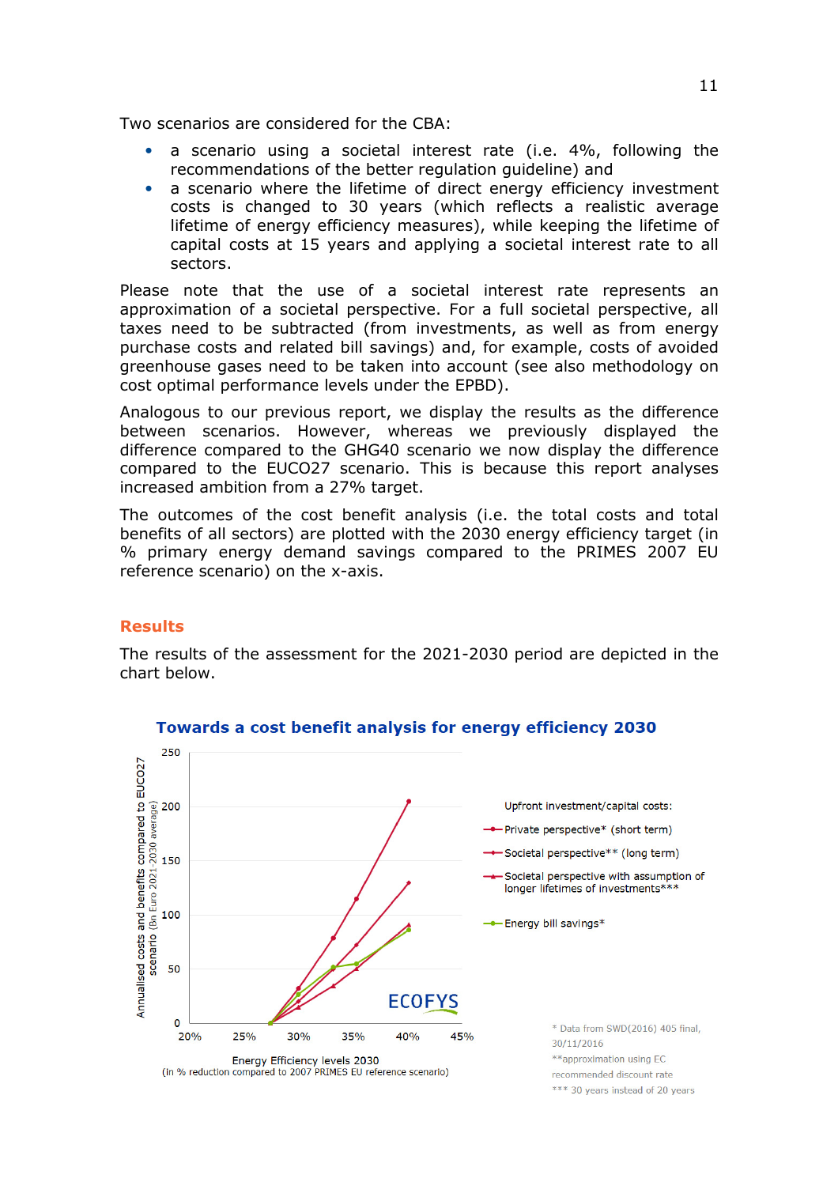Two scenarios are considered for the CBA:

- a scenario using a societal interest rate (i.e. 4%, following the recommendations of the better regulation guideline) and
- a scenario where the lifetime of direct energy efficiency investment costs is changed to 30 years (which reflects a realistic average lifetime of energy efficiency measures), while keeping the lifetime of capital costs at 15 years and applying a societal interest rate to all sectors.

Please note that the use of a societal interest rate represents an approximation of a societal perspective. For a full societal perspective, all taxes need to be subtracted (from investments, as well as from energy purchase costs and related bill savings) and, for example, costs of avoided greenhouse gases need to be taken into account (see also methodology on cost optimal performance levels under the EPBD).

Analogous to our previous report, we display the results as the difference between scenarios. However, whereas we previously displayed the difference compared to the GHG40 scenario we now display the difference compared to the EUCO27 scenario. This is because this report analyses increased ambition from a 27% target.

The outcomes of the cost benefit analysis (i.e. the total costs and total benefits of all sectors) are plotted with the 2030 energy efficiency target (in % primary energy demand savings compared to the PRIMES 2007 EU reference scenario) on the x-axis.

## Results

The results of the assessment for the 2021-2030 period are depicted in the chart below.

**Towards a cost benefit analysis for energy efficiency 2030**

Y-axis: Annualised costs and benefits compared to EUCO27 scenario (Bn Euro 2021-2030 average)

X-axis: Energy Efficiency levels 2030 (in % reduction compared to 2007 PRIMES EU reference scenario)

Upfront investment/capital costs:
- Private perspective* (short term)
- Societal perspective** (long term)
- Societal perspective with assumption of longer lifetimes of investments***
- Energy bill savings*

ECOFYS

\* Data from SWD(2016) 405 final, 30/11/2016

\*\*approximation using EC recommended discount rate

\*\*\* 30 years instead of 20 years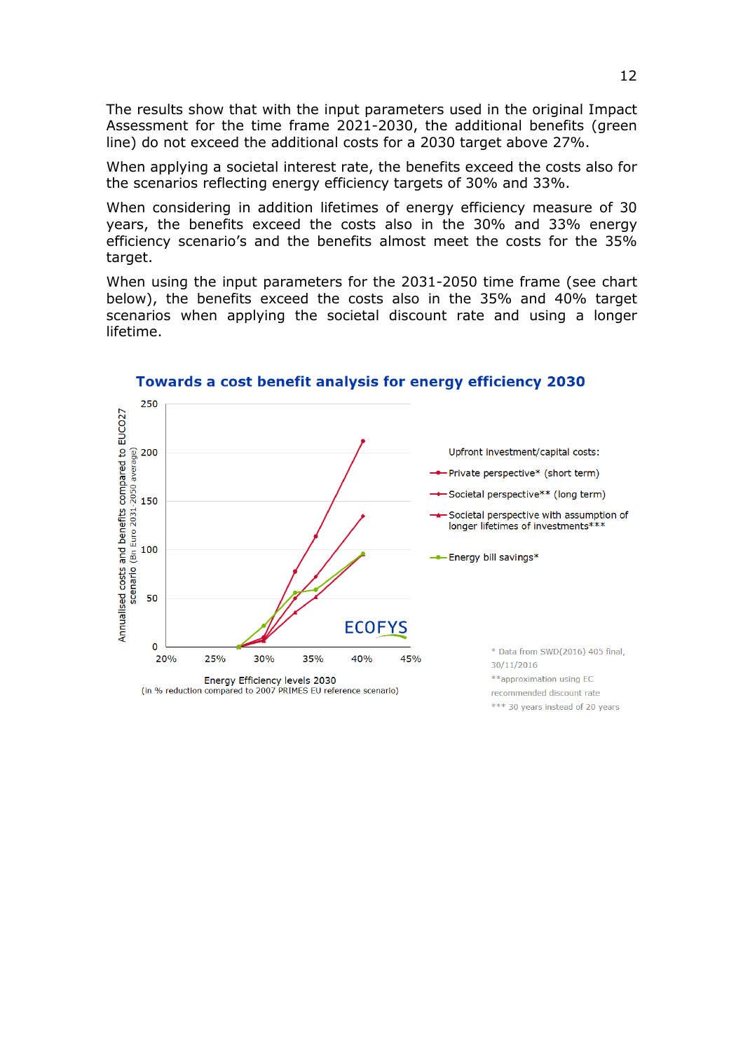The results show that with the input parameters used in the original Impact Assessment for the time frame 2021-2030, the additional benefits (green line) do not exceed the additional costs for a 2030 target above 27%.

When applying a societal interest rate, the benefits exceed the costs also for the scenarios reflecting energy efficiency targets of 30% and 33%.

When considering in addition lifetimes of energy efficiency measure of 30 years, the benefits exceed the costs also in the 30% and 33% energy efficiency scenario's and the benefits almost meet the costs for the 35% target.

When using the input parameters for the 2031-2050 time frame (see chart below), the benefits exceed the costs also in the 35% and 40% target scenarios when applying the societal discount rate and using a longer lifetime.

**Towards a cost benefit analysis for energy efficiency 2030**

Annualised costs and benefits compared to EUCO27 scenario (Bn Euro 2031-2050 average)

Energy Efficiency levels 2030
(in % reduction compared to 2007 PRIMES EU reference scenario)

Upfront investment/capital costs:
- Private perspective* (short term)
- Societal perspective** (long term)
- Societal perspective with assumption of longer lifetimes of investments***
- Energy bill savings*

ECOFYS

\* Data from SWD(2016) 405 final, 30/11/2016
\*\*approximation using EC recommended discount rate
\*\*\* 30 years instead of 20 years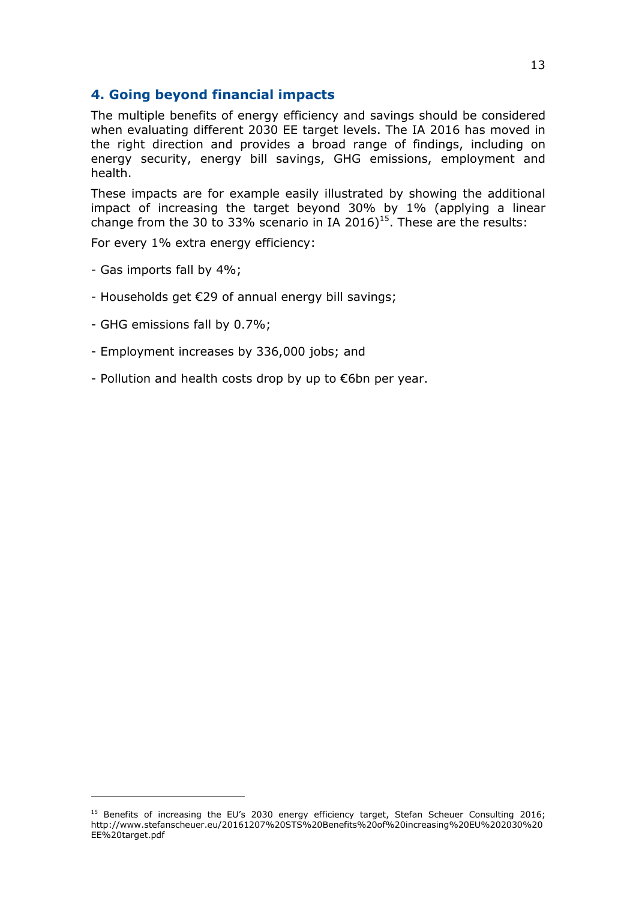## 4. Going beyond financial impacts

The multiple benefits of energy efficiency and savings should be considered when evaluating different 2030 EE target levels. The IA 2016 has moved in the right direction and provides a broad range of findings, including on energy security, energy bill savings, GHG emissions, employment and health.

These impacts are for example easily illustrated by showing the additional impact of increasing the target beyond 30% by 1% (applying a linear change from the 30 to 33% scenario in IA 2016)[15]. These are the results:

For every 1% extra energy efficiency:

- Gas imports fall by 4%;
- Households get €29 of annual energy bill savings;
- GHG emissions fall by 0.7%;
- Employment increases by 336,000 jobs; and
- Pollution and health costs drop by up to €6bn per year.

---

[15] Benefits of increasing the EU's 2030 energy efficiency target, Stefan Scheuer Consulting 2016; http://www.stefanscheuer.eu/20161207%20STS%20Benefits%20of%20increasing%20EU%202030%20EE%20target.pdf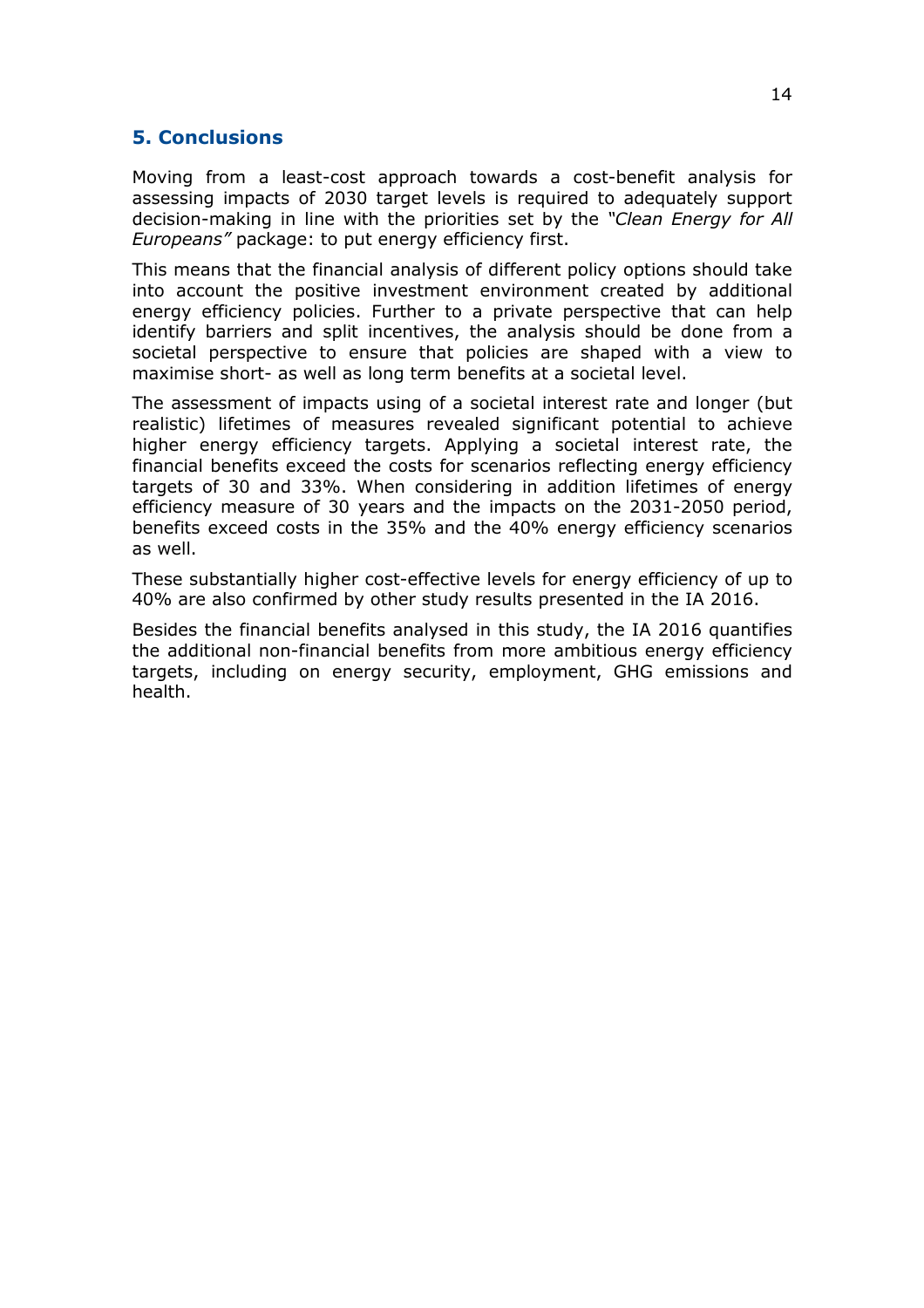## 5. Conclusions

Moving from a least-cost approach towards a cost-benefit analysis for assessing impacts of 2030 target levels is required to adequately support decision-making in line with the priorities set by the *"Clean Energy for All Europeans"* package: to put energy efficiency first.

This means that the financial analysis of different policy options should take into account the positive investment environment created by additional energy efficiency policies. Further to a private perspective that can help identify barriers and split incentives, the analysis should be done from a societal perspective to ensure that policies are shaped with a view to maximise short- as well as long term benefits at a societal level.

The assessment of impacts using of a societal interest rate and longer (but realistic) lifetimes of measures revealed significant potential to achieve higher energy efficiency targets. Applying a societal interest rate, the financial benefits exceed the costs for scenarios reflecting energy efficiency targets of 30 and 33%. When considering in addition lifetimes of energy efficiency measure of 30 years and the impacts on the 2031-2050 period, benefits exceed costs in the 35% and the 40% energy efficiency scenarios as well.

These substantially higher cost-effective levels for energy efficiency of up to 40% are also confirmed by other study results presented in the IA 2016.

Besides the financial benefits analysed in this study, the IA 2016 quantifies the additional non-financial benefits from more ambitious energy efficiency targets, including on energy security, employment, GHG emissions and health.